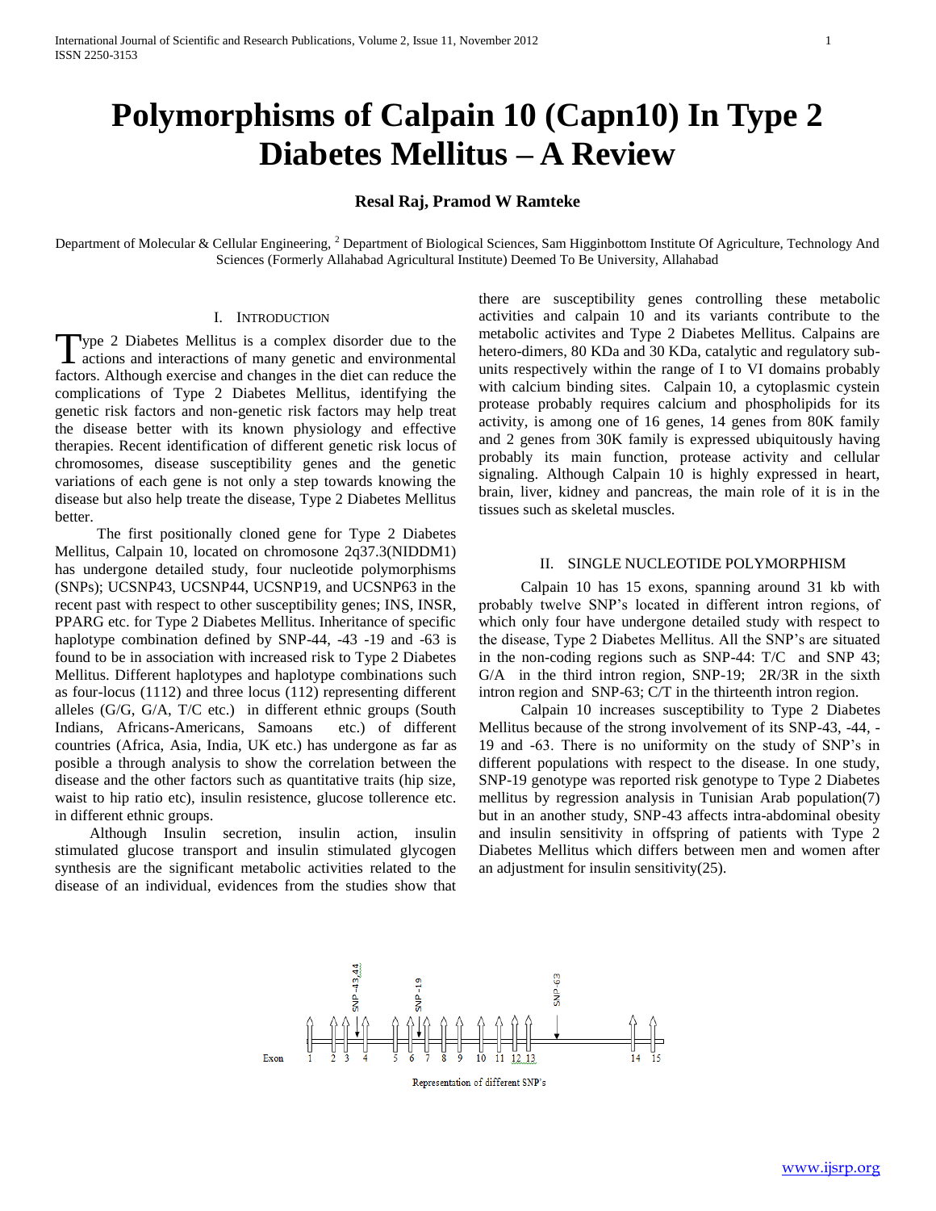# Polymorphisms of Calpain 10 (Capn10) In Type 2 Diabetes Mellitus – A Review

**Resal Raj, Pramod W Ramteke**

Department of Molecular & Cellular Engineering, [2] Department of Biological Sciences, Sam Higginbottom Institute Of Agriculture, Technology And Sciences (Formerly Allahabad Agricultural Institute) Deemed To Be University, Allahabad

## I. Introduction

Type 2 Diabetes Mellitus is a complex disorder due to the actions and interactions of many genetic and environmental factors. Although exercise and changes in the diet can reduce the complications of Type 2 Diabetes Mellitus, identifying the genetic risk factors and non-genetic risk factors may help treat the disease better with its known physiology and effective therapies. Recent identification of different genetic risk locus of chromosomes, disease susceptibility genes and the genetic variations of each gene is not only a step towards knowing the disease but also help treate the disease, Type 2 Diabetes Mellitus better.

The first positionally cloned gene for Type 2 Diabetes Mellitus, Calpain 10, located on chromosome 2q37.3(NIDDM1) has undergone detailed study, four nucleotide polymorphisms (SNPs); UCSNP43, UCSNP44, UCSNP19, and UCSNP63 in the recent past with respect to other susceptibility genes; INS, INSR, PPARG etc. for Type 2 Diabetes Mellitus. Inheritance of specific haplotype combination defined by SNP-44, -43 -19 and -63 is found to be in association with increased risk to Type 2 Diabetes Mellitus. Different haplotypes and haplotype combinations such as four-locus (1112) and three locus (112) representing different alleles (G/G, G/A, T/C etc.) in different ethnic groups (South Indians, Africans-Americans, Samoans etc.) of different countries (Africa, Asia, India, UK etc.) has undergone as far as posible a through analysis to show the correlation between the disease and the other factors such as quantitative traits (hip size, waist to hip ratio etc), insulin resistence, glucose tollerence etc. in different ethnic groups.

Although Insulin secretion, insulin action, insulin stimulated glucose transport and insulin stimulated glycogen synthesis are the significant metabolic activities related to the disease of an individual, evidences from the studies show that there are susceptibility genes controlling these metabolic activities and calpain 10 and its variants contribute to the metabolic activites and Type 2 Diabetes Mellitus. Calpains are hetero-dimers, 80 KDa and 30 KDa, catalytic and regulatory sub-units respectively within the range of I to VI domains probably with calcium binding sites. Calpain 10, a cytoplasmic cystein protease probably requires calcium and phospholipids for its activity, is among one of 16 genes, 14 genes from 80K family and 2 genes from 30K family is expressed ubiquitously having probably its main function, protease activity and cellular signaling. Although Calpain 10 is highly expressed in heart, brain, liver, kidney and pancreas, the main role of it is in the tissues such as skeletal muscles.

## II. Single Nucleotide Polymorphism

Calpain 10 has 15 exons, spanning around 31 kb with probably twelve SNP's located in different intron regions, of which only four have undergone detailed study with respect to the disease, Type 2 Diabetes Mellitus. All the SNP's are situated in the non-coding regions such as SNP-44: T/C and SNP 43; G/A in the third intron region, SNP-19; 2R/3R in the sixth intron region and SNP-63; C/T in the thirteenth intron region.

Calpain 10 increases susceptibility to Type 2 Diabetes Mellitus because of the strong involvement of its SNP-43, -44, -19 and -63. There is no uniformity on the study of SNP's in different populations with respect to the disease. In one study, SNP-19 genotype was reported risk genotype to Type 2 Diabetes mellitus by regression analysis in Tunisian Arab population(7) but in an another study, SNP-43 affects intra-abdominal obesity and insulin sensitivity in offspring of patients with Type 2 Diabetes Mellitus which differs between men and women after an adjustment for insulin sensitivity(25).

SNP-43,44 SNP-19 SNP-63

Exon 1 2 3 4 5 6 7 8 9 10 11 12 13 14 15

Representation of different SNP's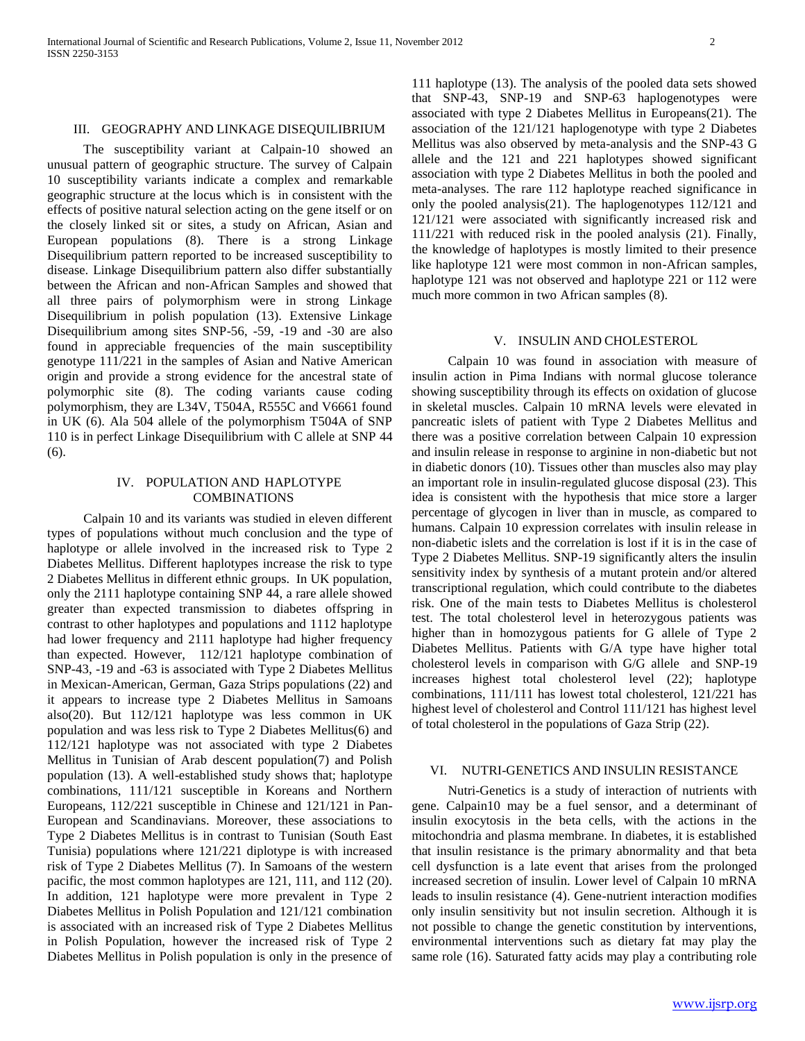## III. GEOGRAPHY AND LINKAGE DISEQUILIBRIUM

The susceptibility variant at Calpain-10 showed an unusual pattern of geographic structure. The survey of Calpain 10 susceptibility variants indicate a complex and remarkable geographic structure at the locus which is in consistent with the effects of positive natural selection acting on the gene itself or on the closely linked sit or sites, a study on African, Asian and European populations (8). There is a strong Linkage Disequilibrium pattern reported to be increased susceptibility to disease. Linkage Disequilibrium pattern also differ substantially between the African and non-African Samples and showed that all three pairs of polymorphism were in strong Linkage Disequilibrium in polish population (13). Extensive Linkage Disequilibrium among sites SNP-56, -59, -19 and -30 are also found in appreciable frequencies of the main susceptibility genotype 111/221 in the samples of Asian and Native American origin and provide a strong evidence for the ancestral state of polymorphic site (8). The coding variants cause coding polymorphism, they are L34V, T504A, R555C and V6661 found in UK (6). Ala 504 allele of the polymorphism T504A of SNP 110 is in perfect Linkage Disequilibrium with C allele at SNP 44 (6).

## IV. POPULATION AND HAPLOTYPE COMBINATIONS

Calpain 10 and its variants was studied in eleven different types of populations without much conclusion and the type of haplotype or allele involved in the increased risk to Type 2 Diabetes Mellitus. Different haplotypes increase the risk to type 2 Diabetes Mellitus in different ethnic groups. In UK population, only the 2111 haplotype containing SNP 44, a rare allele showed greater than expected transmission to diabetes offspring in contrast to other haplotypes and populations and 1112 haplotype had lower frequency and 2111 haplotype had higher frequency than expected. However, 112/121 haplotype combination of SNP-43, -19 and -63 is associated with Type 2 Diabetes Mellitus in Mexican-American, German, Gaza Strips populations (22) and it appears to increase type 2 Diabetes Mellitus in Samoans also(20). But 112/121 haplotype was less common in UK population and was less risk to Type 2 Diabetes Mellitus(6) and 112/121 haplotype was not associated with type 2 Diabetes Mellitus in Tunisian of Arab descent population(7) and Polish population (13). A well-established study shows that; haplotype combinations, 111/121 susceptible in Koreans and Northern Europeans, 112/221 susceptible in Chinese and 121/121 in Pan-European and Scandinavians. Moreover, these associations to Type 2 Diabetes Mellitus is in contrast to Tunisian (South East Tunisia) populations where 121/221 diplotype is with increased risk of Type 2 Diabetes Mellitus (7). In Samoans of the western pacific, the most common haplotypes are 121, 111, and 112 (20). In addition, 121 haplotype were more prevalent in Type 2 Diabetes Mellitus in Polish Population and 121/121 combination is associated with an increased risk of Type 2 Diabetes Mellitus in Polish Population, however the increased risk of Type 2 Diabetes Mellitus in Polish population is only in the presence of 111 haplotype (13). The analysis of the pooled data sets showed that SNP-43, SNP-19 and SNP-63 haplogenotypes were associated with type 2 Diabetes Mellitus in Europeans(21). The association of the 121/121 haplogenotype with type 2 Diabetes Mellitus was also observed by meta-analysis and the SNP-43 G allele and the 121 and 221 haplotypes showed significant association with type 2 Diabetes Mellitus in both the pooled and meta-analyses. The rare 112 haplotype reached significance in only the pooled analysis(21). The haplogenotypes 112/121 and 121/121 were associated with significantly increased risk and 111/221 with reduced risk in the pooled analysis (21). Finally, the knowledge of haplotypes is mostly limited to their presence like haplotype 121 were most common in non-African samples, haplotype 121 was not observed and haplotype 221 or 112 were much more common in two African samples (8).

## V. INSULIN AND CHOLESTEROL

Calpain 10 was found in association with measure of insulin action in Pima Indians with normal glucose tolerance showing susceptibility through its effects on oxidation of glucose in skeletal muscles. Calpain 10 mRNA levels were elevated in pancreatic islets of patient with Type 2 Diabetes Mellitus and there was a positive correlation between Calpain 10 expression and insulin release in response to arginine in non-diabetic but not in diabetic donors (10). Tissues other than muscles also may play an important role in insulin-regulated glucose disposal (23). This idea is consistent with the hypothesis that mice store a larger percentage of glycogen in liver than in muscle, as compared to humans. Calpain 10 expression correlates with insulin release in non-diabetic islets and the correlation is lost if it is in the case of Type 2 Diabetes Mellitus. SNP-19 significantly alters the insulin sensitivity index by synthesis of a mutant protein and/or altered transcriptional regulation, which could contribute to the diabetes risk. One of the main tests to Diabetes Mellitus is cholesterol test. The total cholesterol level in heterozygous patients was higher than in homozygous patients for G allele of Type 2 Diabetes Mellitus. Patients with G/A type have higher total cholesterol levels in comparison with G/G allele and SNP-19 increases highest total cholesterol level (22); haplotype combinations, 111/111 has lowest total cholesterol, 121/221 has highest level of cholesterol and Control 111/121 has highest level of total cholesterol in the populations of Gaza Strip (22).

## VI. NUTRI-GENETICS AND INSULIN RESISTANCE

Nutri-Genetics is a study of interaction of nutrients with gene. Calpain10 may be a fuel sensor, and a determinant of insulin exocytosis in the beta cells, with the actions in the mitochondria and plasma membrane. In diabetes, it is established that insulin resistance is the primary abnormality and that beta cell dysfunction is a late event that arises from the prolonged increased secretion of insulin. Lower level of Calpain 10 mRNA leads to insulin resistance (4). Gene-nutrient interaction modifies only insulin sensitivity but not insulin secretion. Although it is not possible to change the genetic constitution by interventions, environmental interventions such as dietary fat may play the same role (16). Saturated fatty acids may play a contributing role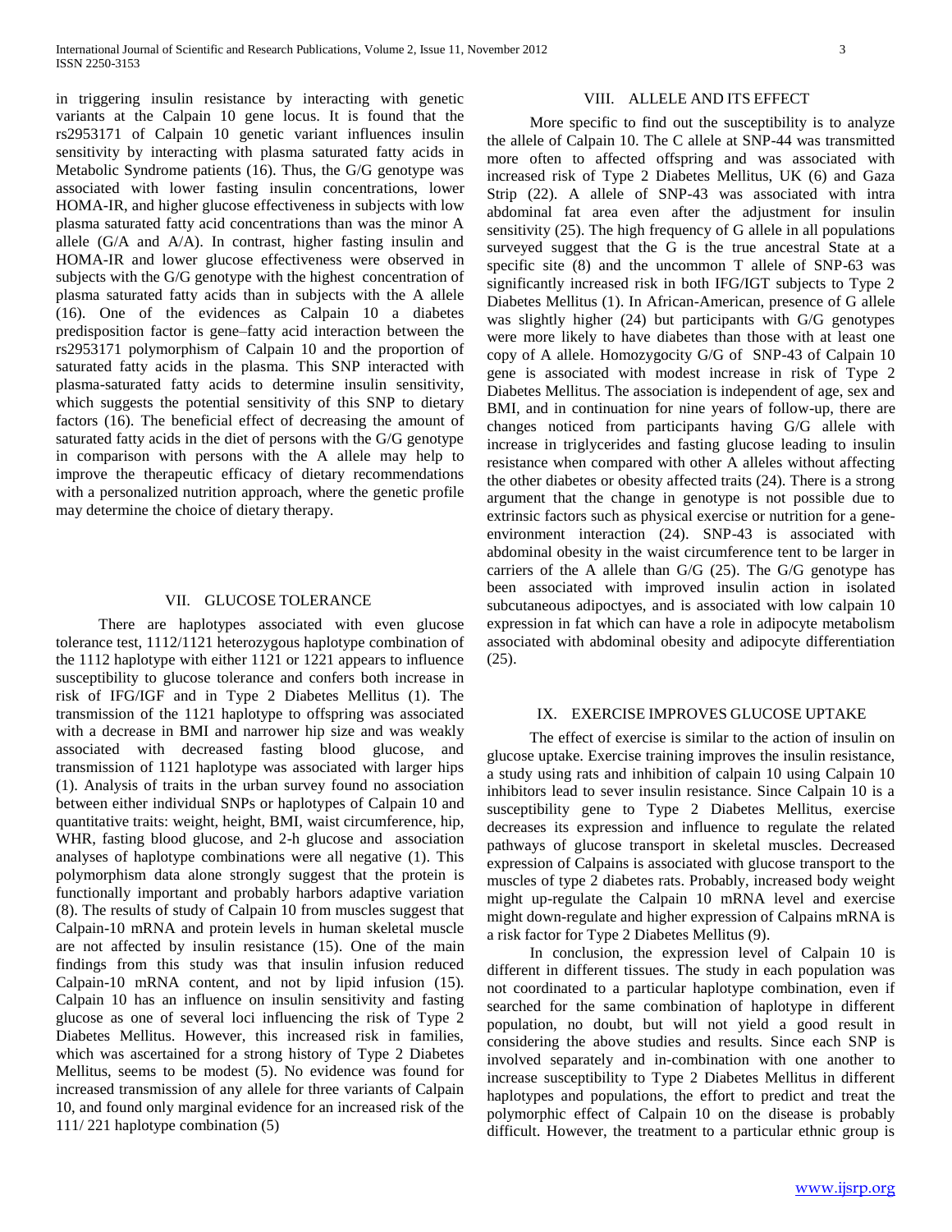in triggering insulin resistance by interacting with genetic variants at the Calpain 10 gene locus. It is found that the rs2953171 of Calpain 10 genetic variant influences insulin sensitivity by interacting with plasma saturated fatty acids in Metabolic Syndrome patients (16). Thus, the G/G genotype was associated with lower fasting insulin concentrations, lower HOMA-IR, and higher glucose effectiveness in subjects with low plasma saturated fatty acid concentrations than was the minor A allele (G/A and A/A). In contrast, higher fasting insulin and HOMA-IR and lower glucose effectiveness were observed in subjects with the G/G genotype with the highest concentration of plasma saturated fatty acids than in subjects with the A allele (16). One of the evidences as Calpain 10 a diabetes predisposition factor is gene–fatty acid interaction between the rs2953171 polymorphism of Calpain 10 and the proportion of saturated fatty acids in the plasma. This SNP interacted with plasma-saturated fatty acids to determine insulin sensitivity, which suggests the potential sensitivity of this SNP to dietary factors (16). The beneficial effect of decreasing the amount of saturated fatty acids in the diet of persons with the G/G genotype in comparison with persons with the A allele may help to improve the therapeutic efficacy of dietary recommendations with a personalized nutrition approach, where the genetic profile may determine the choice of dietary therapy.

## VII. GLUCOSE TOLERANCE

There are haplotypes associated with even glucose tolerance test, 1112/1121 heterozygous haplotype combination of the 1112 haplotype with either 1121 or 1221 appears to influence susceptibility to glucose tolerance and confers both increase in risk of IFG/IGF and in Type 2 Diabetes Mellitus (1). The transmission of the 1121 haplotype to offspring was associated with a decrease in BMI and narrower hip size and was weakly associated with decreased fasting blood glucose, and transmission of 1121 haplotype was associated with larger hips (1). Analysis of traits in the urban survey found no association between either individual SNPs or haplotypes of Calpain 10 and quantitative traits: weight, height, BMI, waist circumference, hip, WHR, fasting blood glucose, and 2-h glucose and association analyses of haplotype combinations were all negative (1). This polymorphism data alone strongly suggest that the protein is functionally important and probably harbors adaptive variation (8). The results of study of Calpain 10 from muscles suggest that Calpain-10 mRNA and protein levels in human skeletal muscle are not affected by insulin resistance (15). One of the main findings from this study was that insulin infusion reduced Calpain-10 mRNA content, and not by lipid infusion (15). Calpain 10 has an influence on insulin sensitivity and fasting glucose as one of several loci influencing the risk of Type 2 Diabetes Mellitus. However, this increased risk in families, which was ascertained for a strong history of Type 2 Diabetes Mellitus, seems to be modest (5). No evidence was found for increased transmission of any allele for three variants of Calpain 10, and found only marginal evidence for an increased risk of the 111/ 221 haplotype combination (5)

## VIII. ALLELE AND ITS EFFECT

More specific to find out the susceptibility is to analyze the allele of Calpain 10. The C allele at SNP-44 was transmitted more often to affected offspring and was associated with increased risk of Type 2 Diabetes Mellitus, UK (6) and Gaza Strip (22). A allele of SNP-43 was associated with intra abdominal fat area even after the adjustment for insulin sensitivity (25). The high frequency of G allele in all populations surveyed suggest that the G is the true ancestral State at a specific site (8) and the uncommon T allele of SNP-63 was significantly increased risk in both IFG/IGT subjects to Type 2 Diabetes Mellitus (1). In African-American, presence of G allele was slightly higher (24) but participants with G/G genotypes were more likely to have diabetes than those with at least one copy of A allele. Homozygocity G/G of SNP-43 of Calpain 10 gene is associated with modest increase in risk of Type 2 Diabetes Mellitus. The association is independent of age, sex and BMI, and in continuation for nine years of follow-up, there are changes noticed from participants having G/G allele with increase in triglycerides and fasting glucose leading to insulin resistance when compared with other A alleles without affecting the other diabetes or obesity affected traits (24). There is a strong argument that the change in genotype is not possible due to extrinsic factors such as physical exercise or nutrition for a gene-environment interaction (24). SNP-43 is associated with abdominal obesity in the waist circumference tent to be larger in carriers of the A allele than G/G (25). The G/G genotype has been associated with improved insulin action in isolated subcutaneous adipoctyes, and is associated with low calpain 10 expression in fat which can have a role in adipocyte metabolism associated with abdominal obesity and adipocyte differentiation (25).

## IX. EXERCISE IMPROVES GLUCOSE UPTAKE

The effect of exercise is similar to the action of insulin on glucose uptake. Exercise training improves the insulin resistance, a study using rats and inhibition of calpain 10 using Calpain 10 inhibitors lead to sever insulin resistance. Since Calpain 10 is a susceptibility gene to Type 2 Diabetes Mellitus, exercise decreases its expression and influence to regulate the related pathways of glucose transport in skeletal muscles. Decreased expression of Calpains is associated with glucose transport to the muscles of type 2 diabetes rats. Probably, increased body weight might up-regulate the Calpain 10 mRNA level and exercise might down-regulate and higher expression of Calpains mRNA is a risk factor for Type 2 Diabetes Mellitus (9).

In conclusion, the expression level of Calpain 10 is different in different tissues. The study in each population was not coordinated to a particular haplotype combination, even if searched for the same combination of haplotype in different population, no doubt, but will not yield a good result in considering the above studies and results. Since each SNP is involved separately and in-combination with one another to increase susceptibility to Type 2 Diabetes Mellitus in different haplotypes and populations, the effort to predict and treat the polymorphic effect of Calpain 10 on the disease is probably difficult. However, the treatment to a particular ethnic group is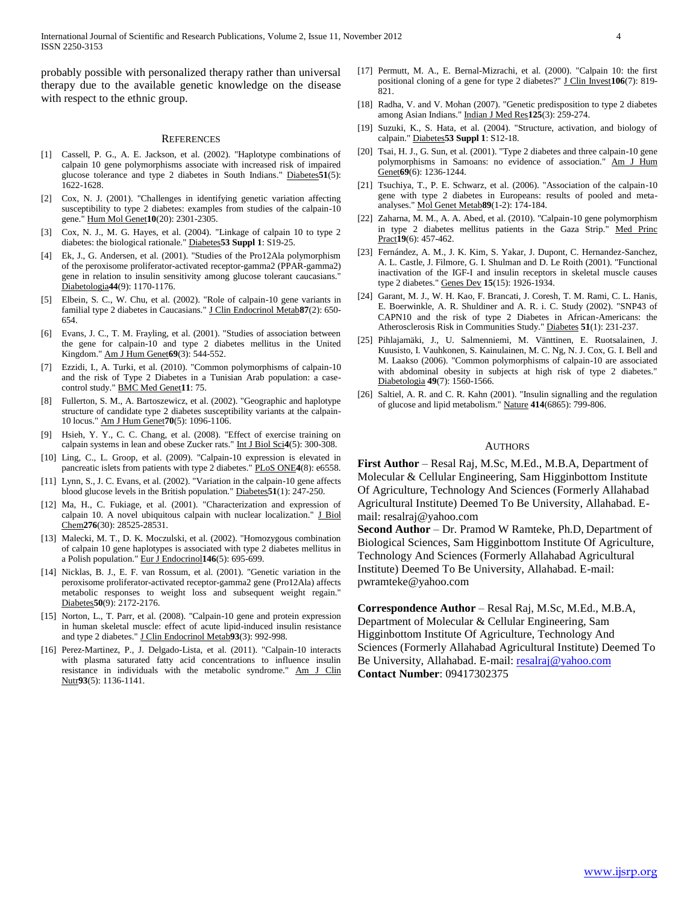probably possible with personalized therapy rather than universal therapy due to the available genetic knowledge on the disease with respect to the ethnic group.

## REFERENCES

[1] Cassell, P. G., A. E. Jackson, et al. (2002). "Haplotype combinations of calpain 10 gene polymorphisms associate with increased risk of impaired glucose tolerance and type 2 diabetes in South Indians." Diabetes**51**(5): 1622-1628.

[2] Cox, N. J. (2001). "Challenges in identifying genetic variation affecting susceptibility to type 2 diabetes: examples from studies of the calpain-10 gene." Hum Mol Genet**10**(20): 2301-2305.

[3] Cox, N. J., M. G. Hayes, et al. (2004). "Linkage of calpain 10 to type 2 diabetes: the biological rationale." Diabetes**53 Suppl 1**: S19-25.

[4] Ek, J., G. Andersen, et al. (2001). "Studies of the Pro12Ala polymorphism of the peroxisome proliferator-activated receptor-gamma2 (PPAR-gamma2) gene in relation to insulin sensitivity among glucose tolerant caucasians." Diabetologia**44**(9): 1170-1176.

[5] Elbein, S. C., W. Chu, et al. (2002). "Role of calpain-10 gene variants in familial type 2 diabetes in Caucasians." J Clin Endocrinol Metab**87**(2): 650-654.

[6] Evans, J. C., T. M. Frayling, et al. (2001). "Studies of association between the gene for calpain-10 and type 2 diabetes mellitus in the United Kingdom." Am J Hum Genet**69**(3): 544-552.

[7] Ezzidi, I., A. Turki, et al. (2010). "Common polymorphisms of calpain-10 and the risk of Type 2 Diabetes in a Tunisian Arab population: a case-control study." BMC Med Genet**11**: 75.

[8] Fullerton, S. M., A. Bartoszewicz, et al. (2002). "Geographic and haplotype structure of candidate type 2 diabetes susceptibility variants at the calpain-10 locus." Am J Hum Genet**70**(5): 1096-1106.

[9] Hsieh, Y. Y., C. C. Chang, et al. (2008). "Effect of exercise training on calpain systems in lean and obese Zucker rats." Int J Biol Sci**4**(5): 300-308.

[10] Ling, C., L. Groop, et al. (2009). "Calpain-10 expression is elevated in pancreatic islets from patients with type 2 diabetes." PLoS ONE**4**(8): e6558.

[11] Lynn, S., J. C. Evans, et al. (2002). "Variation in the calpain-10 gene affects blood glucose levels in the British population." Diabetes**51**(1): 247-250.

[12] Ma, H., C. Fukiage, et al. (2001). "Characterization and expression of calpain 10. A novel ubiquitous calpain with nuclear localization." J Biol Chem**276**(30): 28525-28531.

[13] Malecki, M. T., D. K. Moczulski, et al. (2002). "Homozygous combination of calpain 10 gene haplotypes is associated with type 2 diabetes mellitus in a Polish population." Eur J Endocrinol**146**(5): 695-699.

[14] Nicklas, B. J., E. F. van Rossum, et al. (2001). "Genetic variation in the peroxisome proliferator-activated receptor-gamma2 gene (Pro12Ala) affects metabolic responses to weight loss and subsequent weight regain." Diabetes**50**(9): 2172-2176.

[15] Norton, L., T. Parr, et al. (2008). "Calpain-10 gene and protein expression in human skeletal muscle: effect of acute lipid-induced insulin resistance and type 2 diabetes." J Clin Endocrinol Metab**93**(3): 992-998.

[16] Perez-Martinez, P., J. Delgado-Lista, et al. (2011). "Calpain-10 interacts with plasma saturated fatty acid concentrations to influence insulin resistance in individuals with the metabolic syndrome." Am J Clin Nutr**93**(5): 1136-1141.

[17] Permutt, M. A., E. Bernal-Mizrachi, et al. (2000). "Calpain 10: the first positional cloning of a gene for type 2 diabetes?" J Clin Invest**106**(7): 819-821.

[18] Radha, V. and V. Mohan (2007). "Genetic predisposition to type 2 diabetes among Asian Indians." Indian J Med Res**125**(3): 259-274.

[19] Suzuki, K., S. Hata, et al. (2004). "Structure, activation, and biology of calpain." Diabetes**53 Suppl 1**: S12-18.

[20] Tsai, H. J., G. Sun, et al. (2001). "Type 2 diabetes and three calpain-10 gene polymorphisms in Samoans: no evidence of association." Am J Hum Genet**69**(6): 1236-1244.

[21] Tsuchiya, T., P. E. Schwarz, et al. (2006). "Association of the calpain-10 gene with type 2 diabetes in Europeans: results of pooled and meta-analyses." Mol Genet Metab**89**(1-2): 174-184.

[22] Zaharna, M. M., A. A. Abed, et al. (2010). "Calpain-10 gene polymorphism in type 2 diabetes mellitus patients in the Gaza Strip." Med Princ Pract**19**(6): 457-462.

[23] Fernández, A. M., J. K. Kim, S. Yakar, J. Dupont, C. Hernandez-Sanchez, A. L. Castle, J. Filmore, G. I. Shulman and D. Le Roith (2001). "Functional inactivation of the IGF-I and insulin receptors in skeletal muscle causes type 2 diabetes." Genes Dev **15**(15): 1926-1934.

[24] Garant, M. J., W. H. Kao, F. Brancati, J. Coresh, T. M. Rami, C. L. Hanis, E. Boerwinkle, A. R. Shuldiner and A. R. i. C. Study (2002). "SNP43 of CAPN10 and the risk of type 2 Diabetes in African-Americans: the Atherosclerosis Risk in Communities Study." Diabetes **51**(1): 231-237.

[25] Pihlajamäki, J., U. Salmenniemi, M. Vänttinen, E. Ruotsalainen, J. Kuusisto, I. Vauhkonen, S. Kainulainen, M. C. Ng, N. J. Cox, G. I. Bell and M. Laakso (2006). "Common polymorphisms of calpain-10 are associated with abdominal obesity in subjects at high risk of type 2 diabetes." Diabetologia **49**(7): 1560-1566.

[26] Saltiel, A. R. and C. R. Kahn (2001). "Insulin signalling and the regulation of glucose and lipid metabolism." Nature **414**(6865): 799-806.

## AUTHORS

**First Author** – Resal Raj, M.Sc, M.Ed., M.B.A, Department of Molecular & Cellular Engineering, Sam Higginbottom Institute Of Agriculture, Technology And Sciences (Formerly Allahabad Agricultural Institute) Deemed To Be University, Allahabad. E-mail: resalraj@yahoo.com

**Second Author** – Dr. Pramod W Ramteke, Ph.D, Department of Biological Sciences, Sam Higginbottom Institute Of Agriculture, Technology And Sciences (Formerly Allahabad Agricultural Institute) Deemed To Be University, Allahabad. E-mail: pwramteke@yahoo.com

**Correspondence Author** – Resal Raj, M.Sc, M.Ed., M.B.A, Department of Molecular & Cellular Engineering, Sam Higginbottom Institute Of Agriculture, Technology And Sciences (Formerly Allahabad Agricultural Institute) Deemed To Be University, Allahabad. E-mail: resalraj@yahoo.com
**Contact Number**: 09417302375